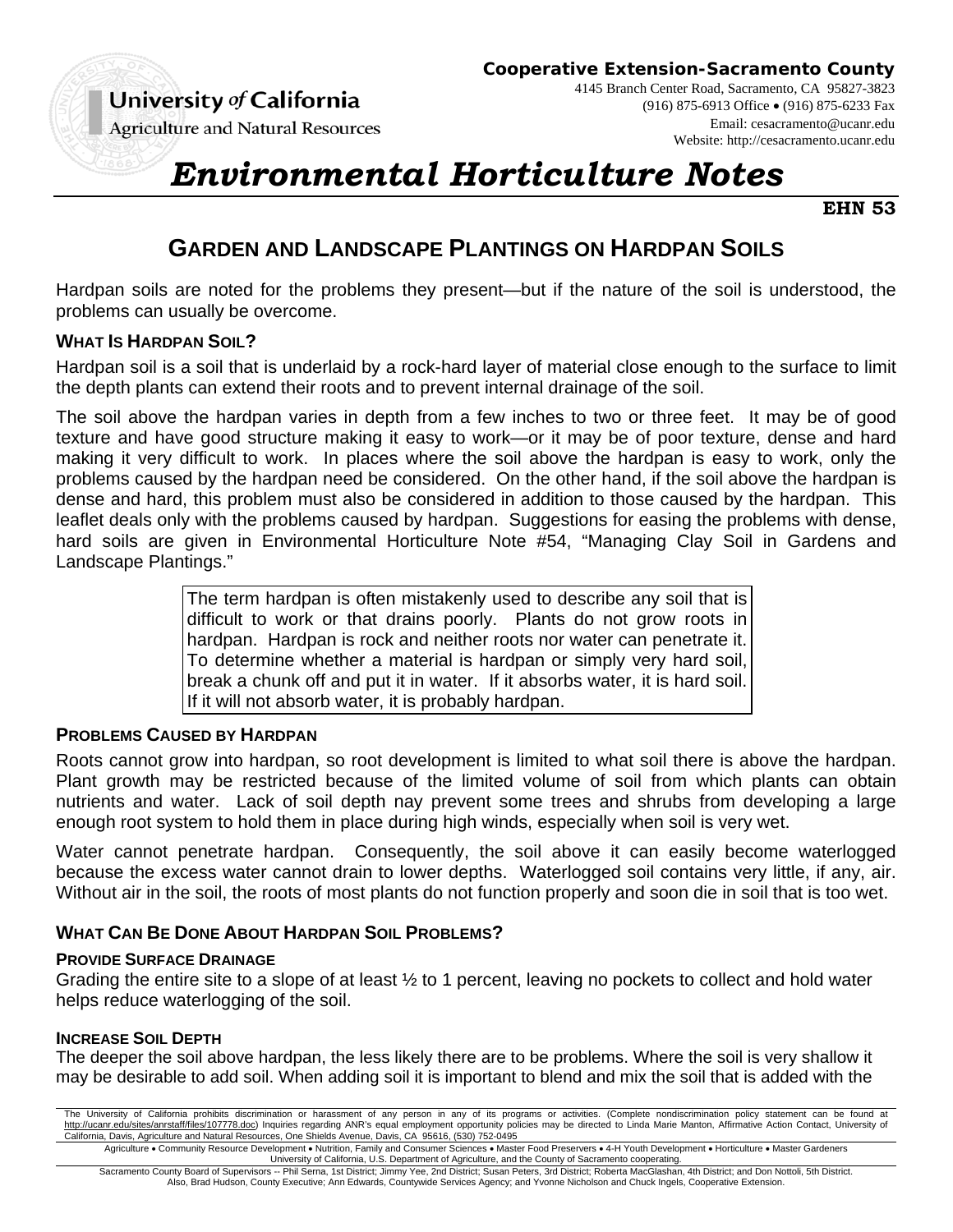**University of California**
Agriculture and Natural Resources

**Cooperative Extension-Sacramento County**
4145 Branch Center Road, Sacramento, CA 95827-3823
(916) 875-6913 Office • (916) 875-6233 Fax
Email: cesacramento@ucanr.edu
Website: http://cesacramento.ucanr.edu

# *Environmental Horticulture Notes*

**EHN 53**

## GARDEN AND LANDSCAPE PLANTINGS ON HARDPAN SOILS

Hardpan soils are noted for the problems they present—but if the nature of the soil is understood, the problems can usually be overcome.

### WHAT IS HARDPAN SOIL?

Hardpan soil is a soil that is underlaid by a rock-hard layer of material close enough to the surface to limit the depth plants can extend their roots and to prevent internal drainage of the soil.

The soil above the hardpan varies in depth from a few inches to two or three feet. It may be of good texture and have good structure making it easy to work—or it may be of poor texture, dense and hard making it very difficult to work. In places where the soil above the hardpan is easy to work, only the problems caused by the hardpan need be considered. On the other hand, if the soil above the hardpan is dense and hard, this problem must also be considered in addition to those caused by the hardpan. This leaflet deals only with the problems caused by hardpan. Suggestions for easing the problems with dense, hard soils are given in Environmental Horticulture Note #54, "Managing Clay Soil in Gardens and Landscape Plantings."

> The term hardpan is often mistakenly used to describe any soil that is difficult to work or that drains poorly. Plants do not grow roots in hardpan. Hardpan is rock and neither roots nor water can penetrate it. To determine whether a material is hardpan or simply very hard soil, break a chunk off and put it in water. If it absorbs water, it is hard soil. If it will not absorb water, it is probably hardpan.

### PROBLEMS CAUSED BY HARDPAN

Roots cannot grow into hardpan, so root development is limited to what soil there is above the hardpan. Plant growth may be restricted because of the limited volume of soil from which plants can obtain nutrients and water. Lack of soil depth nay prevent some trees and shrubs from developing a large enough root system to hold them in place during high winds, especially when soil is very wet.

Water cannot penetrate hardpan. Consequently, the soil above it can easily become waterlogged because the excess water cannot drain to lower depths. Waterlogged soil contains very little, if any, air. Without air in the soil, the roots of most plants do not function properly and soon die in soil that is too wet.

### WHAT CAN BE DONE ABOUT HARDPAN SOIL PROBLEMS?

#### PROVIDE SURFACE DRAINAGE

Grading the entire site to a slope of at least ½ to 1 percent, leaving no pockets to collect and hold water helps reduce waterlogging of the soil.

#### INCREASE SOIL DEPTH

The deeper the soil above hardpan, the less likely there are to be problems. Where the soil is very shallow it may be desirable to add soil. When adding soil it is important to blend and mix the soil that is added with the

---

The University of California prohibits discrimination or harassment of any person in any of its programs or activities. (Complete nondiscrimination policy statement can be found at http://ucanr.edu/sites/anrstaff/files/107778.doc) Inquiries regarding ANR's equal employment opportunity policies may be directed to Linda Marie Manton, Affirmative Action Contact, University of California, Davis, Agriculture and Natural Resources, One Shields Avenue, Davis, CA 95616, (530) 752-0495

Agriculture • Community Resource Development • Nutrition, Family and Consumer Sciences • Master Food Preservers • 4-H Youth Development • Horticulture • Master Gardeners
University of California, U.S. Department of Agriculture, and the County of Sacramento cooperating.

Sacramento County Board of Supervisors -- Phil Serna, 1st District; Jimmy Yee, 2nd District; Susan Peters, 3rd District; Roberta MacGlashan, 4th District; and Don Nottoli, 5th District.
Also, Brad Hudson, County Executive; Ann Edwards, Countywide Services Agency; and Yvonne Nicholson and Chuck Ingels, Cooperative Extension.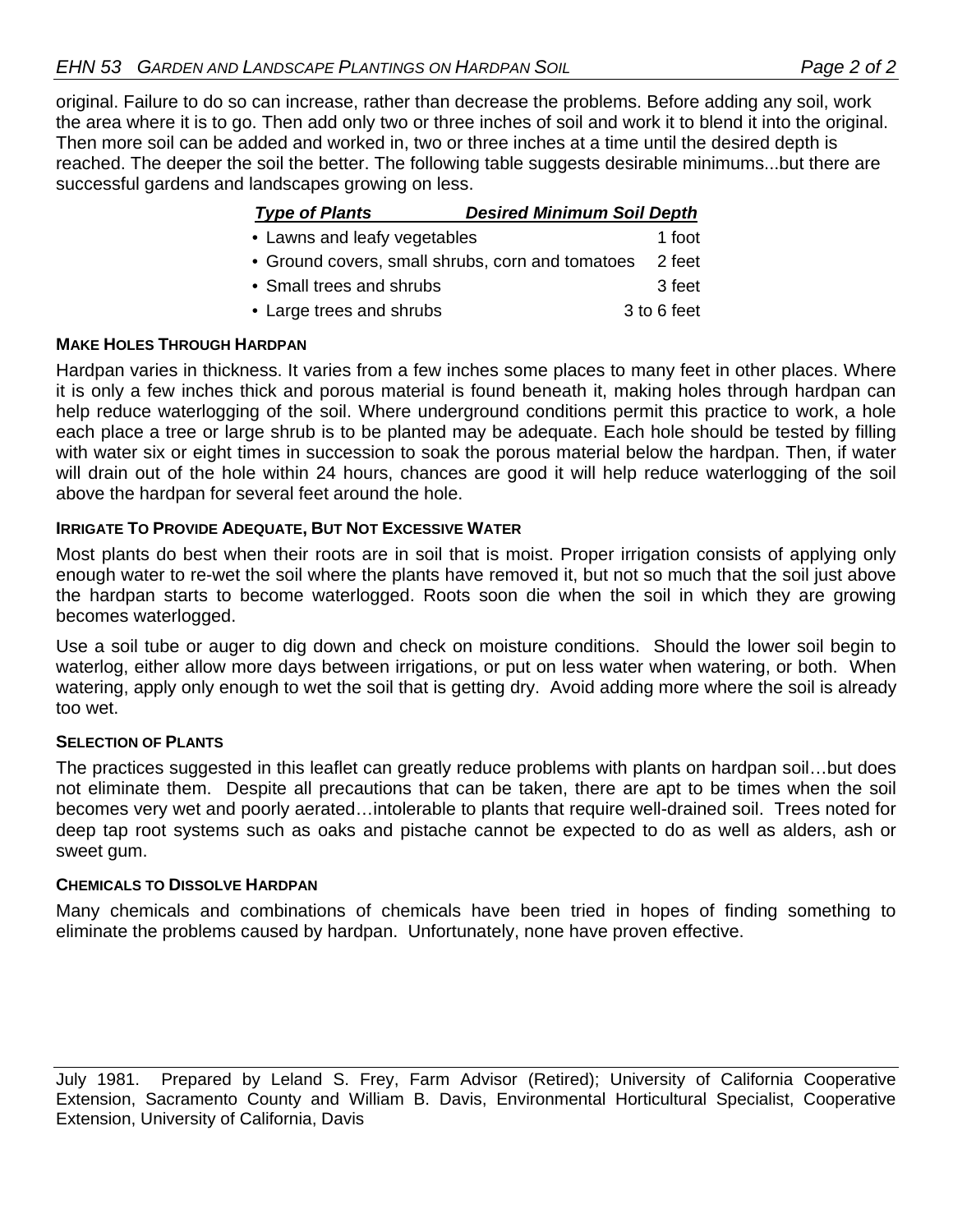original. Failure to do so can increase, rather than decrease the problems. Before adding any soil, work the area where it is to go. Then add only two or three inches of soil and work it to blend it into the original. Then more soil can be added and worked in, two or three inches at a time until the desired depth is reached. The deeper the soil the better. The following table suggests desirable minimums...but there are successful gardens and landscapes growing on less.

| ***Type of Plants*** | ***Desired Minimum Soil Depth*** |
|---|---|
| • Lawns and leafy vegetables | 1 foot |
| • Ground covers, small shrubs, corn and tomatoes | 2 feet |
| • Small trees and shrubs | 3 feet |
| • Large trees and shrubs | 3 to 6 feet |

#### MAKE HOLES THROUGH HARDPAN

Hardpan varies in thickness. It varies from a few inches some places to many feet in other places. Where it is only a few inches thick and porous material is found beneath it, making holes through hardpan can help reduce waterlogging of the soil. Where underground conditions permit this practice to work, a hole each place a tree or large shrub is to be planted may be adequate. Each hole should be tested by filling with water six or eight times in succession to soak the porous material below the hardpan. Then, if water will drain out of the hole within 24 hours, chances are good it will help reduce waterlogging of the soil above the hardpan for several feet around the hole.

#### IRRIGATE TO PROVIDE ADEQUATE, BUT NOT EXCESSIVE WATER

Most plants do best when their roots are in soil that is moist. Proper irrigation consists of applying only enough water to re-wet the soil where the plants have removed it, but not so much that the soil just above the hardpan starts to become waterlogged. Roots soon die when the soil in which they are growing becomes waterlogged.

Use a soil tube or auger to dig down and check on moisture conditions. Should the lower soil begin to waterlog, either allow more days between irrigations, or put on less water when watering, or both. When watering, apply only enough to wet the soil that is getting dry. Avoid adding more where the soil is already too wet.

#### SELECTION OF PLANTS

The practices suggested in this leaflet can greatly reduce problems with plants on hardpan soil…but does not eliminate them. Despite all precautions that can be taken, there are apt to be times when the soil becomes very wet and poorly aerated…intolerable to plants that require well-drained soil. Trees noted for deep tap root systems such as oaks and pistache cannot be expected to do as well as alders, ash or sweet gum.

#### CHEMICALS TO DISSOLVE HARDPAN

Many chemicals and combinations of chemicals have been tried in hopes of finding something to eliminate the problems caused by hardpan. Unfortunately, none have proven effective.

---

July 1981. Prepared by Leland S. Frey, Farm Advisor (Retired); University of California Cooperative Extension, Sacramento County and William B. Davis, Environmental Horticultural Specialist, Cooperative Extension, University of California, Davis